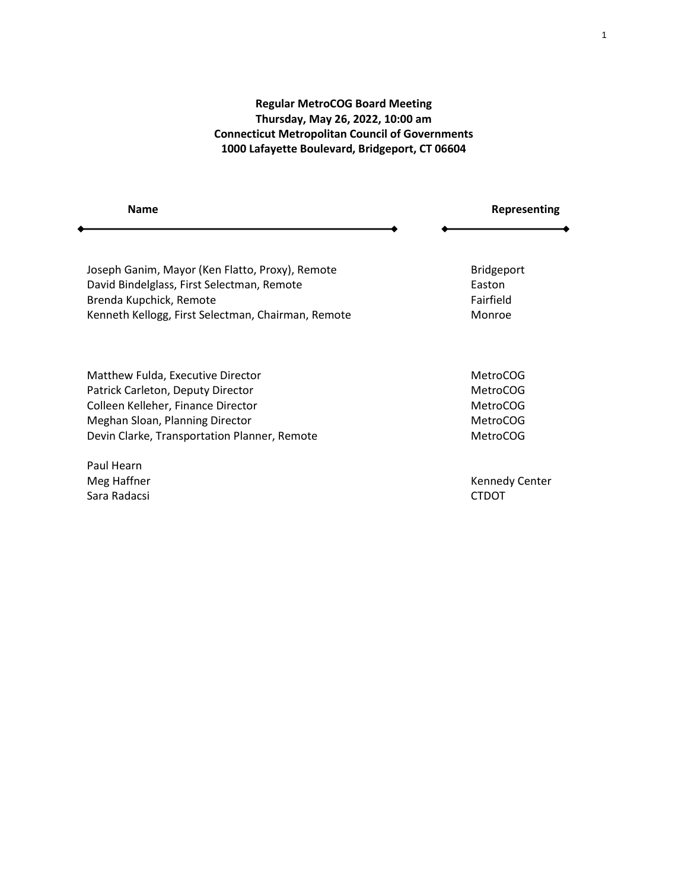**Regular MetroCOG Board Meeting**
**Thursday, May 26, 2022, 10:00 am**
**Connecticut Metropolitan Council of Governments**
**1000 Lafayette Boulevard, Bridgeport, CT 06604**

| Name | Representing |
| --- | --- |
| Joseph Ganim, Mayor (Ken Flatto, Proxy), Remote | Bridgeport |
| David Bindelglass, First Selectman, Remote | Easton |
| Brenda Kupchick, Remote | Fairfield |
| Kenneth Kellogg, First Selectman, Chairman, Remote | Monroe |
| | |
| Matthew Fulda, Executive Director | MetroCOG |
| Patrick Carleton, Deputy Director | MetroCOG |
| Colleen Kelleher, Finance Director | MetroCOG |
| Meghan Sloan, Planning Director | MetroCOG |
| Devin Clarke, Transportation Planner, Remote | MetroCOG |
| | |
| Paul Hearn | |
| Meg Haffner | Kennedy Center |
| Sara Radacsi | CTDOT |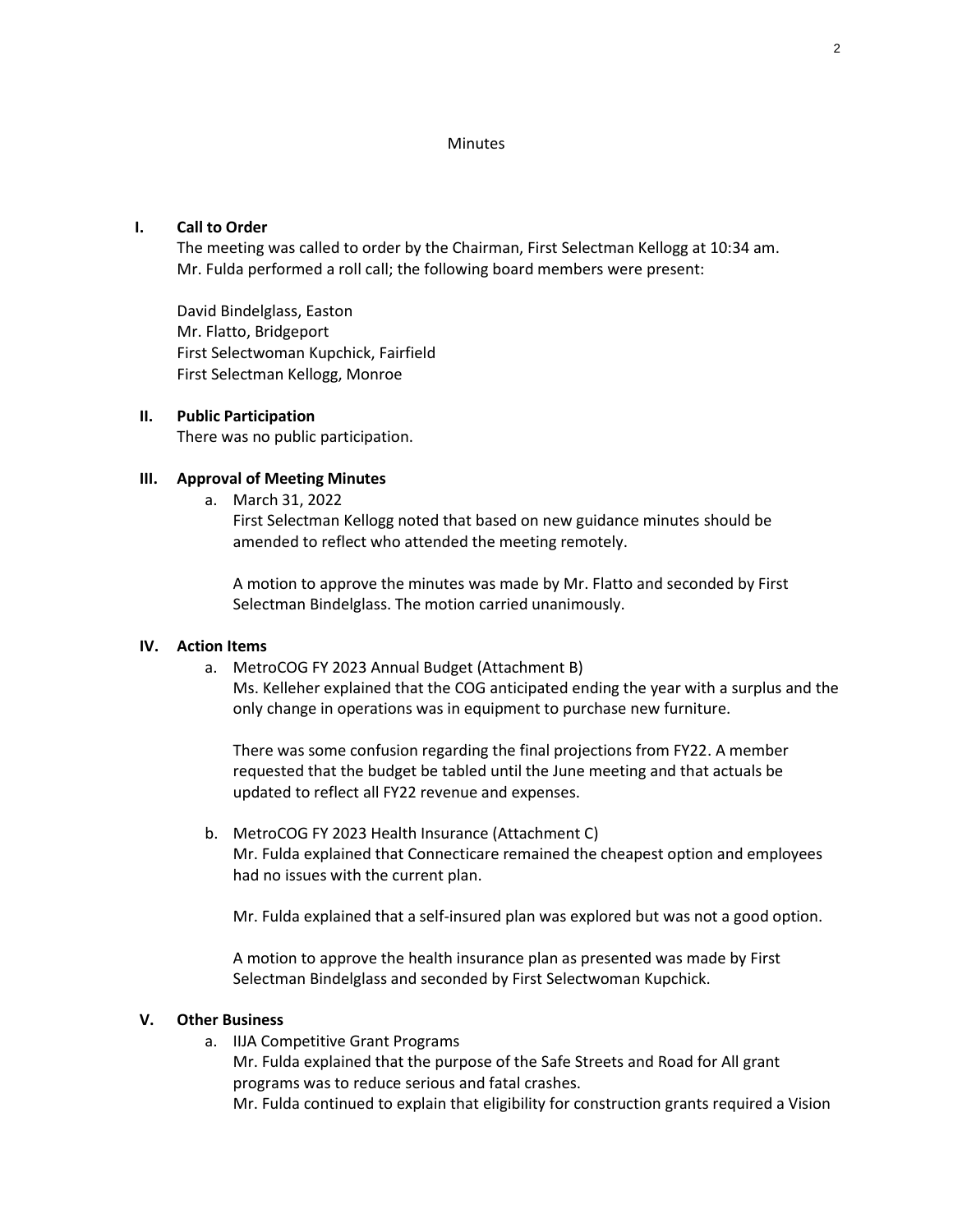Minutes

## I. Call to Order

The meeting was called to order by the Chairman, First Selectman Kellogg at 10:34 am. Mr. Fulda performed a roll call; the following board members were present:

David Bindelglass, Easton
Mr. Flatto, Bridgeport
First Selectwoman Kupchick, Fairfield
First Selectman Kellogg, Monroe

## II. Public Participation

There was no public participation.

## III. Approval of Meeting Minutes

a. March 31, 2022
   First Selectman Kellogg noted that based on new guidance minutes should be amended to reflect who attended the meeting remotely.

   A motion to approve the minutes was made by Mr. Flatto and seconded by First Selectman Bindelglass. The motion carried unanimously.

## IV. Action Items

a. MetroCOG FY 2023 Annual Budget (Attachment B)
   Ms. Kelleher explained that the COG anticipated ending the year with a surplus and the only change in operations was in equipment to purchase new furniture.

   There was some confusion regarding the final projections from FY22. A member requested that the budget be tabled until the June meeting and that actuals be updated to reflect all FY22 revenue and expenses.

b. MetroCOG FY 2023 Health Insurance (Attachment C)
   Mr. Fulda explained that Connecticare remained the cheapest option and employees had no issues with the current plan.

   Mr. Fulda explained that a self-insured plan was explored but was not a good option.

   A motion to approve the health insurance plan as presented was made by First Selectman Bindelglass and seconded by First Selectwoman Kupchick.

## V. Other Business

a. IIJA Competitive Grant Programs
   Mr. Fulda explained that the purpose of the Safe Streets and Road for All grant programs was to reduce serious and fatal crashes.
   Mr. Fulda continued to explain that eligibility for construction grants required a Vision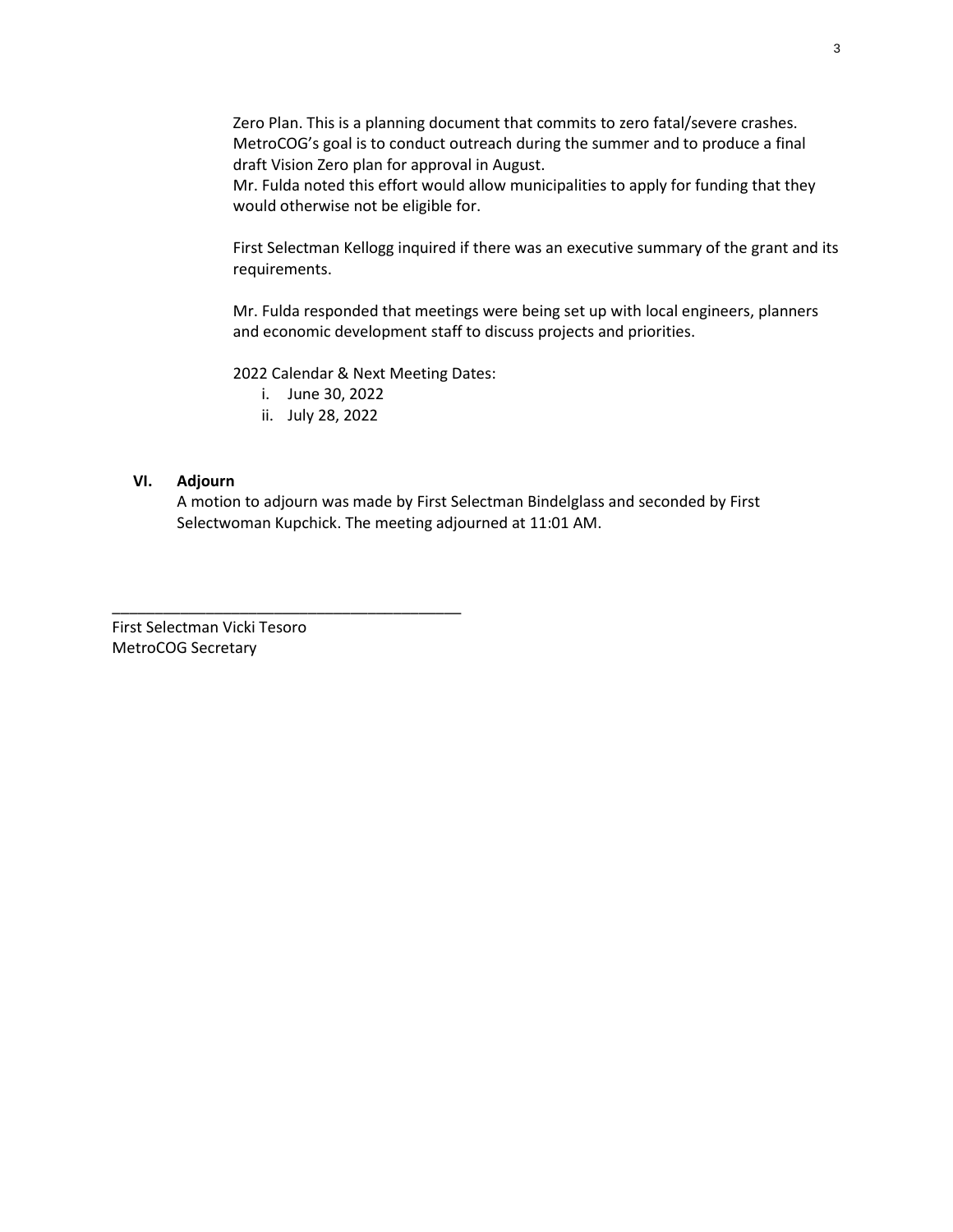Zero Plan. This is a planning document that commits to zero fatal/severe crashes. MetroCOG's goal is to conduct outreach during the summer and to produce a final draft Vision Zero plan for approval in August.
Mr. Fulda noted this effort would allow municipalities to apply for funding that they would otherwise not be eligible for.

First Selectman Kellogg inquired if there was an executive summary of the grant and its requirements.

Mr. Fulda responded that meetings were being set up with local engineers, planners and economic development staff to discuss projects and priorities.

2022 Calendar & Next Meeting Dates:

i. June 30, 2022
ii. July 28, 2022

## VI. Adjourn

A motion to adjourn was made by First Selectman Bindelglass and seconded by First Selectwoman Kupchick. The meeting adjourned at 11:01 AM.

\_\_\_\_\_\_\_\_\_\_\_\_\_\_\_\_\_\_\_\_\_\_\_\_\_\_\_\_\_\_\_\_\_\_\_\_\_\_\_\_\_\_

First Selectman Vicki Tesoro
MetroCOG Secretary